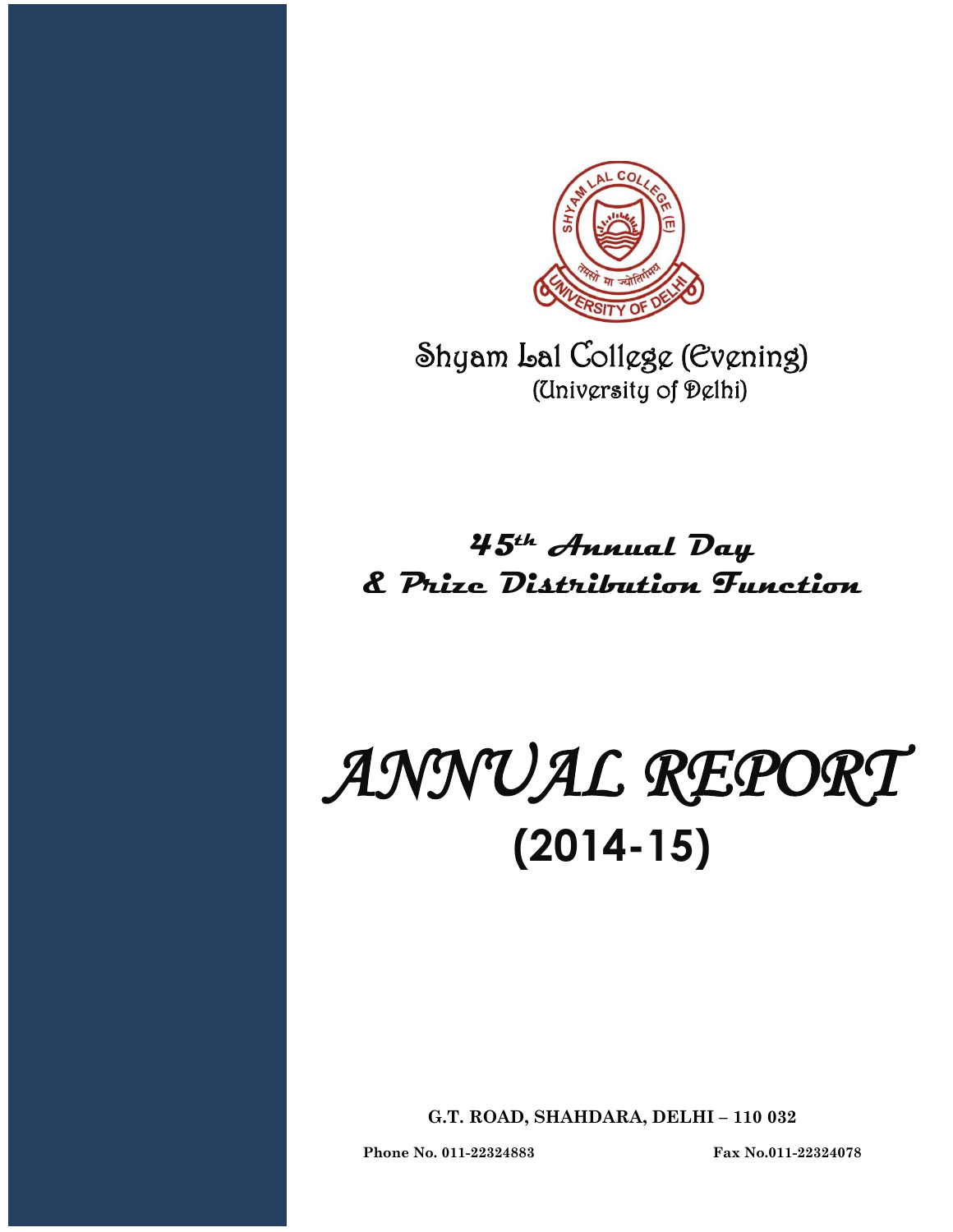Shyam Lal College (Evening)

(University of Delhi)

# 45th Annual Day & Prize Distribution Function

# ANNUAL REPORT

## (2014-15)

**G.T. ROAD, SHAHDARA, DELHI – 110 032**

**Phone No. 011-22324883** **Fax No.011-22324078**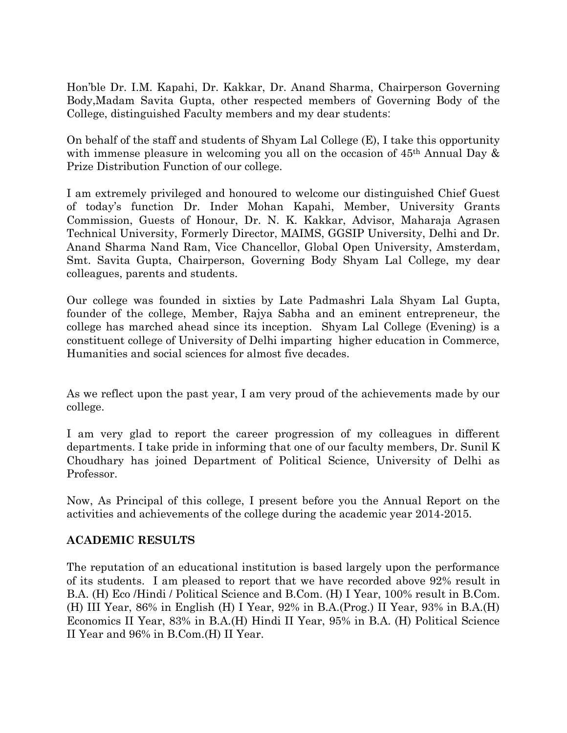Hon'ble Dr. I.M. Kapahi, Dr. Kakkar, Dr. Anand Sharma, Chairperson Governing Body,Madam Savita Gupta, other respected members of Governing Body of the College, distinguished Faculty members and my dear students:

On behalf of the staff and students of Shyam Lal College (E), I take this opportunity with immense pleasure in welcoming you all on the occasion of 45th Annual Day & Prize Distribution Function of our college.

I am extremely privileged and honoured to welcome our distinguished Chief Guest of today's function Dr. Inder Mohan Kapahi, Member, University Grants Commission, Guests of Honour, Dr. N. K. Kakkar, Advisor, Maharaja Agrasen Technical University, Formerly Director, MAIMS, GGSIP University, Delhi and Dr. Anand Sharma Nand Ram, Vice Chancellor, Global Open University, Amsterdam, Smt. Savita Gupta, Chairperson, Governing Body Shyam Lal College, my dear colleagues, parents and students.

Our college was founded in sixties by Late Padmashri Lala Shyam Lal Gupta, founder of the college, Member, Rajya Sabha and an eminent entrepreneur, the college has marched ahead since its inception. Shyam Lal College (Evening) is a constituent college of University of Delhi imparting higher education in Commerce, Humanities and social sciences for almost five decades.

As we reflect upon the past year, I am very proud of the achievements made by our college.

I am very glad to report the career progression of my colleagues in different departments. I take pride in informing that one of our faculty members, Dr. Sunil K Choudhary has joined Department of Political Science, University of Delhi as Professor.

Now, As Principal of this college, I present before you the Annual Report on the activities and achievements of the college during the academic year 2014-2015.

**ACADEMIC RESULTS**

The reputation of an educational institution is based largely upon the performance of its students. I am pleased to report that we have recorded above 92% result in B.A. (H) Eco /Hindi / Political Science and B.Com. (H) I Year, 100% result in B.Com. (H) III Year, 86% in English (H) I Year, 92% in B.A.(Prog.) II Year, 93% in B.A.(H) Economics II Year, 83% in B.A.(H) Hindi II Year, 95% in B.A. (H) Political Science II Year and 96% in B.Com.(H) II Year.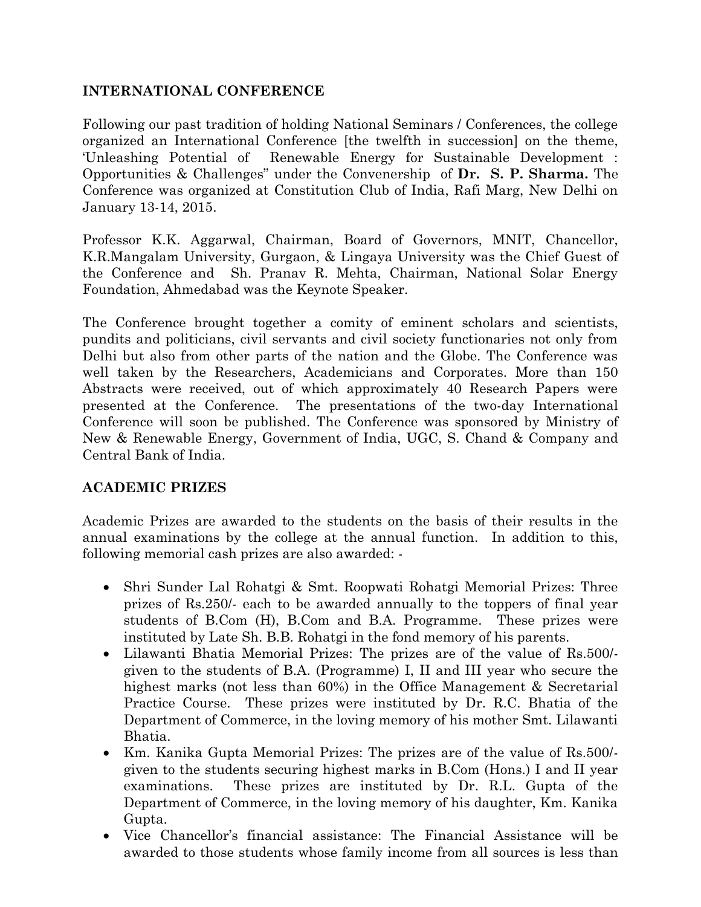## INTERNATIONAL CONFERENCE

Following our past tradition of holding National Seminars / Conferences, the college organized an International Conference [the twelfth in succession] on the theme, 'Unleashing Potential of Renewable Energy for Sustainable Development : Opportunities & Challenges" under the Convenership of **Dr. S. P. Sharma.** The Conference was organized at Constitution Club of India, Rafi Marg, New Delhi on January 13-14, 2015.

Professor K.K. Aggarwal, Chairman, Board of Governors, MNIT, Chancellor, K.R.Mangalam University, Gurgaon, & Lingaya University was the Chief Guest of the Conference and Sh. Pranav R. Mehta, Chairman, National Solar Energy Foundation, Ahmedabad was the Keynote Speaker.

The Conference brought together a comity of eminent scholars and scientists, pundits and politicians, civil servants and civil society functionaries not only from Delhi but also from other parts of the nation and the Globe. The Conference was well taken by the Researchers, Academicians and Corporates. More than 150 Abstracts were received, out of which approximately 40 Research Papers were presented at the Conference. The presentations of the two-day International Conference will soon be published. The Conference was sponsored by Ministry of New & Renewable Energy, Government of India, UGC, S. Chand & Company and Central Bank of India.

## ACADEMIC PRIZES

Academic Prizes are awarded to the students on the basis of their results in the annual examinations by the college at the annual function. In addition to this, following memorial cash prizes are also awarded: -

- Shri Sunder Lal Rohatgi & Smt. Roopwati Rohatgi Memorial Prizes: Three prizes of Rs.250/- each to be awarded annually to the toppers of final year students of B.Com (H), B.Com and B.A. Programme. These prizes were instituted by Late Sh. B.B. Rohatgi in the fond memory of his parents.
- Lilawanti Bhatia Memorial Prizes: The prizes are of the value of Rs.500/- given to the students of B.A. (Programme) I, II and III year who secure the highest marks (not less than 60%) in the Office Management & Secretarial Practice Course. These prizes were instituted by Dr. R.C. Bhatia of the Department of Commerce, in the loving memory of his mother Smt. Lilawanti Bhatia.
- Km. Kanika Gupta Memorial Prizes: The prizes are of the value of Rs.500/- given to the students securing highest marks in B.Com (Hons.) I and II year examinations. These prizes are instituted by Dr. R.L. Gupta of the Department of Commerce, in the loving memory of his daughter, Km. Kanika Gupta.
- Vice Chancellor's financial assistance: The Financial Assistance will be awarded to those students whose family income from all sources is less than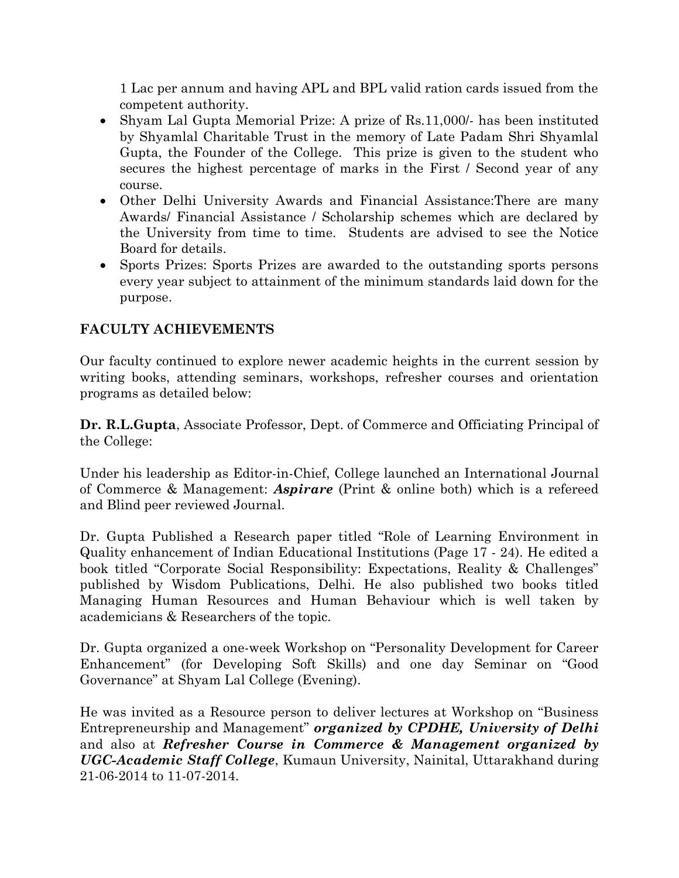1 Lac per annum and having APL and BPL valid ration cards issued from the competent authority.

- Shyam Lal Gupta Memorial Prize: A prize of Rs.11,000/- has been instituted by Shyamlal Charitable Trust in the memory of Late Padam Shri Shyamlal Gupta, the Founder of the College. This prize is given to the student who secures the highest percentage of marks in the First / Second year of any course.
- Other Delhi University Awards and Financial Assistance:There are many Awards/ Financial Assistance / Scholarship schemes which are declared by the University from time to time. Students are advised to see the Notice Board for details.
- Sports Prizes: Sports Prizes are awarded to the outstanding sports persons every year subject to attainment of the minimum standards laid down for the purpose.

## FACULTY ACHIEVEMENTS

Our faculty continued to explore newer academic heights in the current session by writing books, attending seminars, workshops, refresher courses and orientation programs as detailed below:

**Dr. R.L.Gupta**, Associate Professor, Dept. of Commerce and Officiating Principal of the College:

Under his leadership as Editor-in-Chief, College launched an International Journal of Commerce & Management: ***Aspirare*** (Print & online both) which is a refereed and Blind peer reviewed Journal.

Dr. Gupta Published a Research paper titled "Role of Learning Environment in Quality enhancement of Indian Educational Institutions (Page 17 - 24). He edited a book titled "Corporate Social Responsibility: Expectations, Reality & Challenges" published by Wisdom Publications, Delhi. He also published two books titled Managing Human Resources and Human Behaviour which is well taken by academicians & Researchers of the topic.

Dr. Gupta organized a one-week Workshop on "Personality Development for Career Enhancement" (for Developing Soft Skills) and one day Seminar on "Good Governance" at Shyam Lal College (Evening).

He was invited as a Resource person to deliver lectures at Workshop on "Business Entrepreneurship and Management" ***organized by CPDHE, University of Delhi*** and also at ***Refresher Course in Commerce & Management organized by UGC-Academic Staff College***, Kumaun University, Nainital, Uttarakhand during 21-06-2014 to 11-07-2014.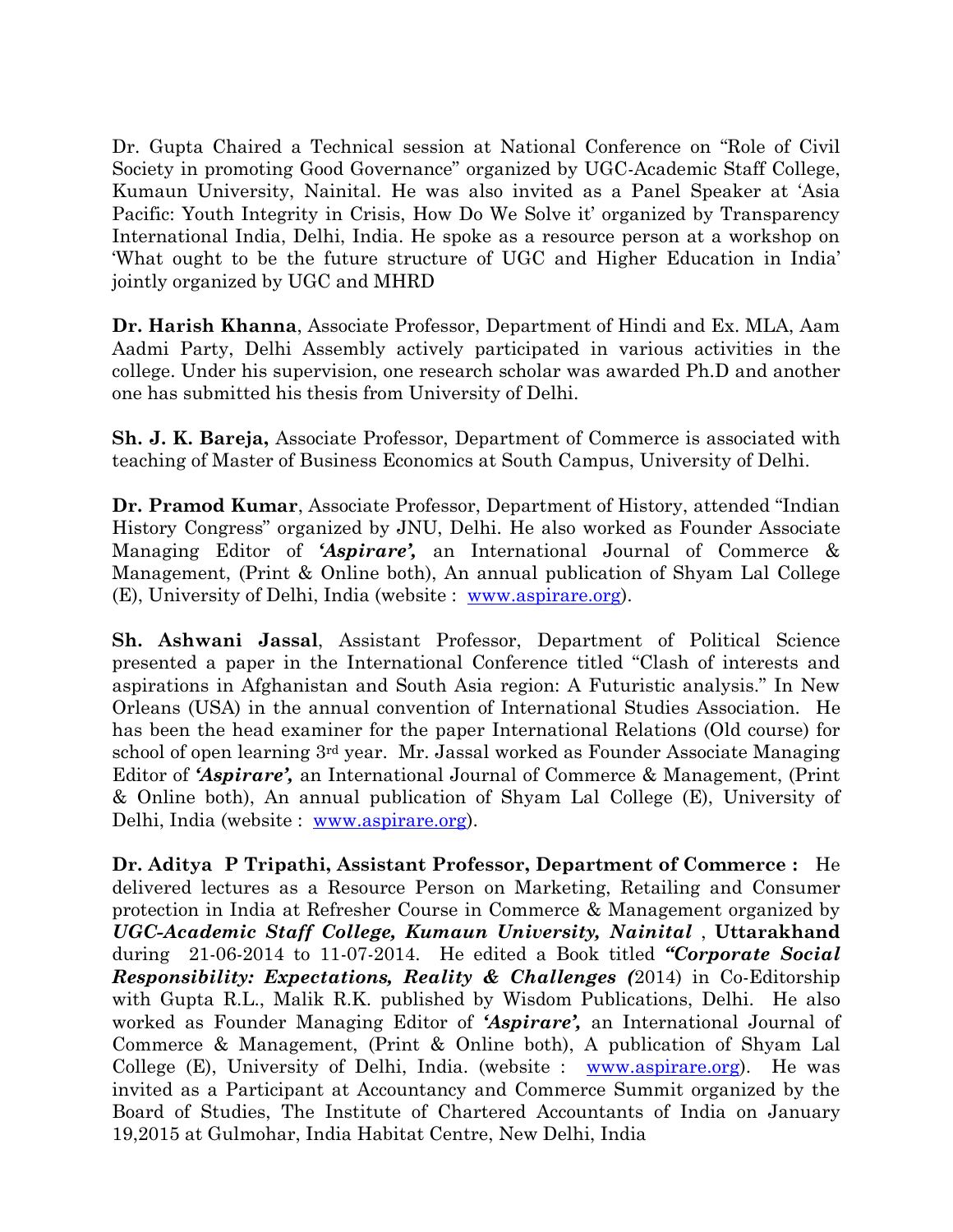Dr. Gupta Chaired a Technical session at National Conference on "Role of Civil Society in promoting Good Governance" organized by UGC-Academic Staff College, Kumaun University, Nainital. He was also invited as a Panel Speaker at 'Asia Pacific: Youth Integrity in Crisis, How Do We Solve it' organized by Transparency International India, Delhi, India. He spoke as a resource person at a workshop on 'What ought to be the future structure of UGC and Higher Education in India' jointly organized by UGC and MHRD

**Dr. Harish Khanna**, Associate Professor, Department of Hindi and Ex. MLA, Aam Aadmi Party, Delhi Assembly actively participated in various activities in the college. Under his supervision, one research scholar was awarded Ph.D and another one has submitted his thesis from University of Delhi.

**Sh. J. K. Bareja,** Associate Professor, Department of Commerce is associated with teaching of Master of Business Economics at South Campus, University of Delhi.

**Dr. Pramod Kumar**, Associate Professor, Department of History, attended "Indian History Congress" organized by JNU, Delhi. He also worked as Founder Associate Managing Editor of ***'Aspirare',*** an International Journal of Commerce & Management, (Print & Online both), An annual publication of Shyam Lal College (E), University of Delhi, India (website : www.aspirare.org).

**Sh. Ashwani Jassal**, Assistant Professor, Department of Political Science presented a paper in the International Conference titled "Clash of interests and aspirations in Afghanistan and South Asia region: A Futuristic analysis." In New Orleans (USA) in the annual convention of International Studies Association. He has been the head examiner for the paper International Relations (Old course) for school of open learning 3rd year. Mr. Jassal worked as Founder Associate Managing Editor of ***'Aspirare',*** an International Journal of Commerce & Management, (Print & Online both), An annual publication of Shyam Lal College (E), University of Delhi, India (website : www.aspirare.org).

**Dr. Aditya P Tripathi, Assistant Professor, Department of Commerce :** He delivered lectures as a Resource Person on Marketing, Retailing and Consumer protection in India at Refresher Course in Commerce & Management organized by ***UGC-Academic Staff College, Kumaun University, Nainital*** , **Uttarakhand** during 21-06-2014 to 11-07-2014. He edited a Book titled ***"Corporate Social Responsibility: Expectations, Reality & Challenges (***2014) in Co-Editorship with Gupta R.L., Malik R.K. published by Wisdom Publications, Delhi. He also worked as Founder Managing Editor of ***'Aspirare',*** an International Journal of Commerce & Management, (Print & Online both), A publication of Shyam Lal College (E), University of Delhi, India. (website : www.aspirare.org). He was invited as a Participant at Accountancy and Commerce Summit organized by the Board of Studies, The Institute of Chartered Accountants of India on January 19,2015 at Gulmohar, India Habitat Centre, New Delhi, India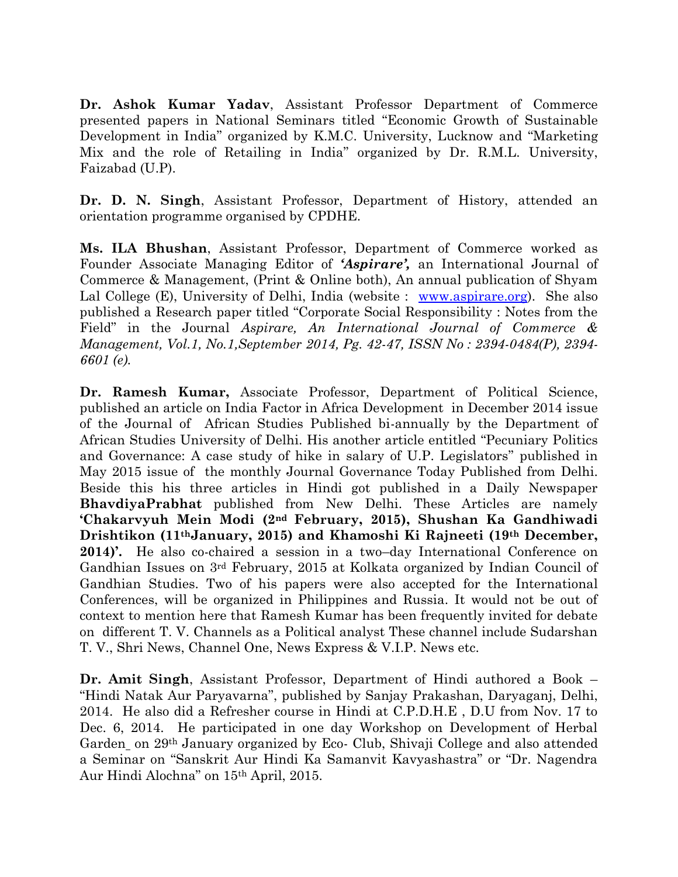**Dr. Ashok Kumar Yadav**, Assistant Professor Department of Commerce presented papers in National Seminars titled "Economic Growth of Sustainable Development in India" organized by K.M.C. University, Lucknow and "Marketing Mix and the role of Retailing in India" organized by Dr. R.M.L. University, Faizabad (U.P).

**Dr. D. N. Singh**, Assistant Professor, Department of History, attended an orientation programme organised by CPDHE.

**Ms. ILA Bhushan**, Assistant Professor, Department of Commerce worked as Founder Associate Managing Editor of ***'Aspirare',*** an International Journal of Commerce & Management, (Print & Online both), An annual publication of Shyam Lal College (E), University of Delhi, India (website : [www.aspirare.org](www.aspirare.org)). She also published a Research paper titled "Corporate Social Responsibility : Notes from the Field" in the Journal *Aspirare, An International Journal of Commerce & Management, Vol.1, No.1,September 2014, Pg. 42-47, ISSN No : 2394-0484(P), 2394-6601 (e).*

**Dr. Ramesh Kumar,** Associate Professor, Department of Political Science, published an article on India Factor in Africa Development in December 2014 issue of the Journal of African Studies Published bi-annually by the Department of African Studies University of Delhi. His another article entitled "Pecuniary Politics and Governance: A case study of hike in salary of U.P. Legislators" published in May 2015 issue of the monthly Journal Governance Today Published from Delhi. Beside this his three articles in Hindi got published in a Daily Newspaper **BhavdiyaPrabhat** published from New Delhi. These Articles are namely **'Chakarvyuh Mein Modi (2nd February, 2015), Shushan Ka Gandhiwadi Drishtikon (11thJanuary, 2015) and Khamoshi Ki Rajneeti (19th December, 2014)'.** He also co-chaired a session in a two–day International Conference on Gandhian Issues on 3rd February, 2015 at Kolkata organized by Indian Council of Gandhian Studies. Two of his papers were also accepted for the International Conferences, will be organized in Philippines and Russia. It would not be out of context to mention here that Ramesh Kumar has been frequently invited for debate on different T. V. Channels as a Political analyst These channel include Sudarshan T. V., Shri News, Channel One, News Express & V.I.P. News etc.

**Dr. Amit Singh**, Assistant Professor, Department of Hindi authored a Book – "Hindi Natak Aur Paryavarna", published by Sanjay Prakashan, Daryaganj, Delhi, 2014. He also did a Refresher course in Hindi at C.P.D.H.E , D.U from Nov. 17 to Dec. 6, 2014. He participated in one day Workshop on Development of Herbal Garden_ on 29th January organized by Eco- Club, Shivaji College and also attended a Seminar on "Sanskrit Aur Hindi Ka Samanvit Kavyashastra" or "Dr. Nagendra Aur Hindi Alochna" on 15th April, 2015.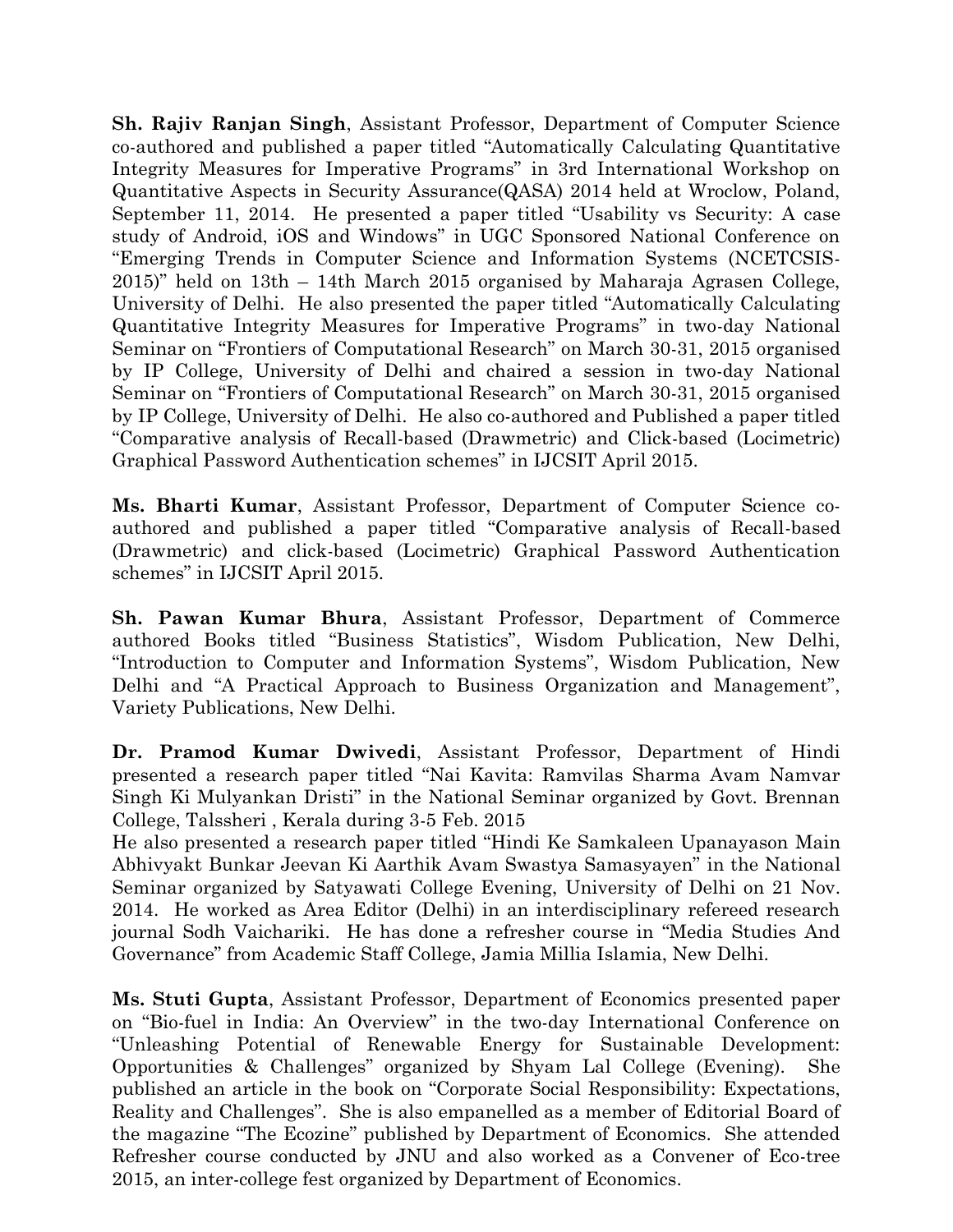**Sh. Rajiv Ranjan Singh**, Assistant Professor, Department of Computer Science co-authored and published a paper titled "Automatically Calculating Quantitative Integrity Measures for Imperative Programs" in 3rd International Workshop on Quantitative Aspects in Security Assurance(QASA) 2014 held at Wroclow, Poland, September 11, 2014. He presented a paper titled "Usability vs Security: A case study of Android, iOS and Windows" in UGC Sponsored National Conference on "Emerging Trends in Computer Science and Information Systems (NCETCSIS-2015)" held on 13th – 14th March 2015 organised by Maharaja Agrasen College, University of Delhi. He also presented the paper titled "Automatically Calculating Quantitative Integrity Measures for Imperative Programs" in two-day National Seminar on "Frontiers of Computational Research" on March 30-31, 2015 organised by IP College, University of Delhi and chaired a session in two-day National Seminar on "Frontiers of Computational Research" on March 30-31, 2015 organised by IP College, University of Delhi. He also co-authored and Published a paper titled "Comparative analysis of Recall-based (Drawmetric) and Click-based (Locimetric) Graphical Password Authentication schemes" in IJCSIT April 2015.

**Ms. Bharti Kumar**, Assistant Professor, Department of Computer Science co-authored and published a paper titled "Comparative analysis of Recall-based (Drawmetric) and click-based (Locimetric) Graphical Password Authentication schemes" in IJCSIT April 2015.

**Sh. Pawan Kumar Bhura**, Assistant Professor, Department of Commerce authored Books titled "Business Statistics", Wisdom Publication, New Delhi, "Introduction to Computer and Information Systems", Wisdom Publication, New Delhi and "A Practical Approach to Business Organization and Management", Variety Publications, New Delhi.

**Dr. Pramod Kumar Dwivedi**, Assistant Professor, Department of Hindi presented a research paper titled "Nai Kavita: Ramvilas Sharma Avam Namvar Singh Ki Mulyankan Dristi" in the National Seminar organized by Govt. Brennan College, Talssheri , Kerala during 3-5 Feb. 2015

He also presented a research paper titled "Hindi Ke Samkaleen Upanayason Main Abhivyakt Bunkar Jeevan Ki Aarthik Avam Swastya Samasyayen" in the National Seminar organized by Satyawati College Evening, University of Delhi on 21 Nov. 2014. He worked as Area Editor (Delhi) in an interdisciplinary refereed research journal Sodh Vaichariki. He has done a refresher course in "Media Studies And Governance" from Academic Staff College, Jamia Millia Islamia, New Delhi.

**Ms. Stuti Gupta**, Assistant Professor, Department of Economics presented paper on "Bio-fuel in India: An Overview" in the two-day International Conference on "Unleashing Potential of Renewable Energy for Sustainable Development: Opportunities & Challenges" organized by Shyam Lal College (Evening). She published an article in the book on "Corporate Social Responsibility: Expectations, Reality and Challenges". She is also empanelled as a member of Editorial Board of the magazine "The Ecozine" published by Department of Economics. She attended Refresher course conducted by JNU and also worked as a Convener of Eco-tree 2015, an inter-college fest organized by Department of Economics.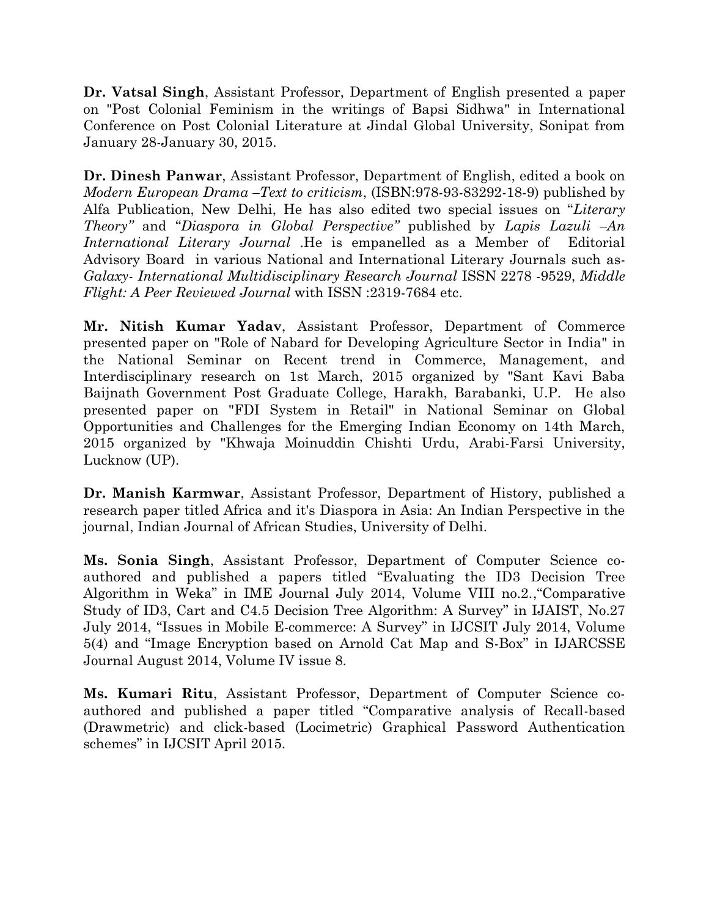**Dr. Vatsal Singh**, Assistant Professor, Department of English presented a paper on "Post Colonial Feminism in the writings of Bapsi Sidhwa" in International Conference on Post Colonial Literature at Jindal Global University, Sonipat from January 28-January 30, 2015.

**Dr. Dinesh Panwar**, Assistant Professor, Department of English, edited a book on *Modern European Drama –Text to criticism*, (ISBN:978-93-83292-18-9) published by Alfa Publication, New Delhi, He has also edited two special issues on "*Literary Theory"* and "*Diaspora in Global Perspective"* published by *Lapis Lazuli –An International Literary Journal* .He is empanelled as a Member of Editorial Advisory Board in various National and International Literary Journals such as- *Galaxy- International Multidisciplinary Research Journal* ISSN 2278 -9529, *Middle Flight: A Peer Reviewed Journal* with ISSN :2319-7684 etc.

**Mr. Nitish Kumar Yadav**, Assistant Professor, Department of Commerce presented paper on "Role of Nabard for Developing Agriculture Sector in India" in the National Seminar on Recent trend in Commerce, Management, and Interdisciplinary research on 1st March, 2015 organized by "Sant Kavi Baba Baijnath Government Post Graduate College, Harakh, Barabanki, U.P. He also presented paper on "FDI System in Retail" in National Seminar on Global Opportunities and Challenges for the Emerging Indian Economy on 14th March, 2015 organized by "Khwaja Moinuddin Chishti Urdu, Arabi-Farsi University, Lucknow (UP).

**Dr. Manish Karmwar**, Assistant Professor, Department of History, published a research paper titled Africa and it's Diaspora in Asia: An Indian Perspective in the journal, Indian Journal of African Studies, University of Delhi.

**Ms. Sonia Singh**, Assistant Professor, Department of Computer Science co-authored and published a papers titled "Evaluating the ID3 Decision Tree Algorithm in Weka" in IME Journal July 2014, Volume VIII no.2.,"Comparative Study of ID3, Cart and C4.5 Decision Tree Algorithm: A Survey" in IJAIST, No.27 July 2014, "Issues in Mobile E-commerce: A Survey" in IJCSIT July 2014, Volume 5(4) and "Image Encryption based on Arnold Cat Map and S-Box" in IJARCSSE Journal August 2014, Volume IV issue 8.

**Ms. Kumari Ritu**, Assistant Professor, Department of Computer Science co-authored and published a paper titled "Comparative analysis of Recall-based (Drawmetric) and click-based (Locimetric) Graphical Password Authentication schemes" in IJCSIT April 2015.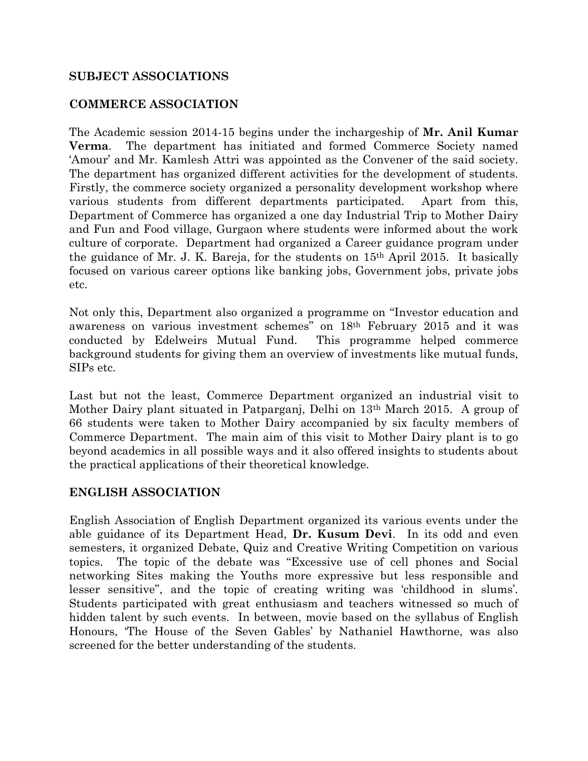## SUBJECT ASSOCIATIONS

### COMMERCE ASSOCIATION

The Academic session 2014-15 begins under the inchargeship of **Mr. Anil Kumar Verma**. The department has initiated and formed Commerce Society named 'Amour' and Mr. Kamlesh Attri was appointed as the Convener of the said society. The department has organized different activities for the development of students. Firstly, the commerce society organized a personality development workshop where various students from different departments participated. Apart from this, Department of Commerce has organized a one day Industrial Trip to Mother Dairy and Fun and Food village, Gurgaon where students were informed about the work culture of corporate. Department had organized a Career guidance program under the guidance of Mr. J. K. Bareja, for the students on 15th April 2015. It basically focused on various career options like banking jobs, Government jobs, private jobs etc.

Not only this, Department also organized a programme on "Investor education and awareness on various investment schemes" on 18th February 2015 and it was conducted by Edelweirs Mutual Fund. This programme helped commerce background students for giving them an overview of investments like mutual funds, SIPs etc.

Last but not the least, Commerce Department organized an industrial visit to Mother Dairy plant situated in Patparganj, Delhi on 13th March 2015. A group of 66 students were taken to Mother Dairy accompanied by six faculty members of Commerce Department. The main aim of this visit to Mother Dairy plant is to go beyond academics in all possible ways and it also offered insights to students about the practical applications of their theoretical knowledge.

### ENGLISH ASSOCIATION

English Association of English Department organized its various events under the able guidance of its Department Head, **Dr. Kusum Devi**. In its odd and even semesters, it organized Debate, Quiz and Creative Writing Competition on various topics. The topic of the debate was "Excessive use of cell phones and Social networking Sites making the Youths more expressive but less responsible and lesser sensitive", and the topic of creating writing was 'childhood in slums'. Students participated with great enthusiasm and teachers witnessed so much of hidden talent by such events. In between, movie based on the syllabus of English Honours, 'The House of the Seven Gables' by Nathaniel Hawthorne, was also screened for the better understanding of the students.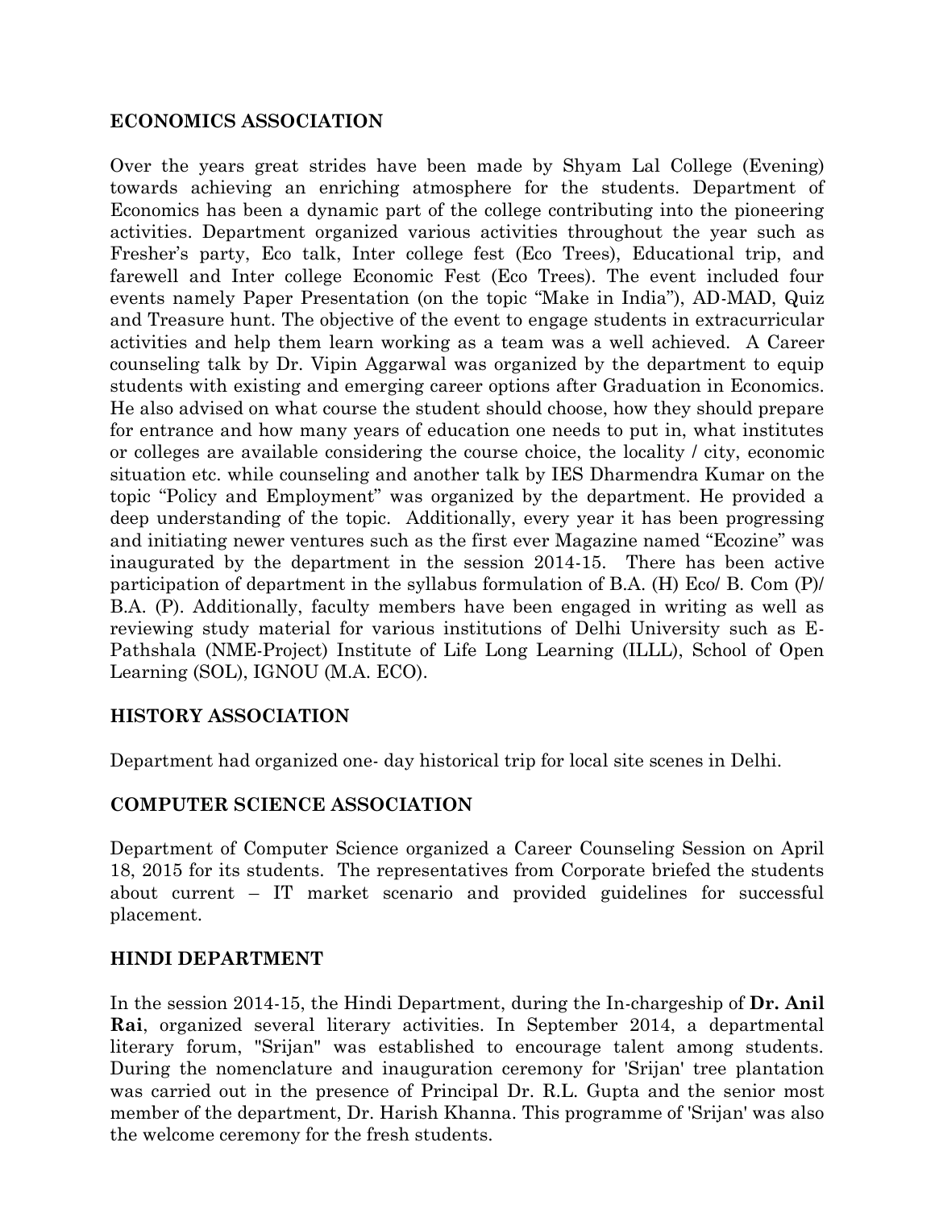## ECONOMICS ASSOCIATION

Over the years great strides have been made by Shyam Lal College (Evening) towards achieving an enriching atmosphere for the students. Department of Economics has been a dynamic part of the college contributing into the pioneering activities. Department organized various activities throughout the year such as Fresher's party, Eco talk, Inter college fest (Eco Trees), Educational trip, and farewell and Inter college Economic Fest (Eco Trees). The event included four events namely Paper Presentation (on the topic "Make in India"), AD-MAD, Quiz and Treasure hunt. The objective of the event to engage students in extracurricular activities and help them learn working as a team was a well achieved. A Career counseling talk by Dr. Vipin Aggarwal was organized by the department to equip students with existing and emerging career options after Graduation in Economics. He also advised on what course the student should choose, how they should prepare for entrance and how many years of education one needs to put in, what institutes or colleges are available considering the course choice, the locality / city, economic situation etc. while counseling and another talk by IES Dharmendra Kumar on the topic "Policy and Employment" was organized by the department. He provided a deep understanding of the topic. Additionally, every year it has been progressing and initiating newer ventures such as the first ever Magazine named "Ecozine" was inaugurated by the department in the session 2014-15. There has been active participation of department in the syllabus formulation of B.A. (H) Eco/ B. Com (P)/ B.A. (P). Additionally, faculty members have been engaged in writing as well as reviewing study material for various institutions of Delhi University such as E-Pathshala (NME-Project) Institute of Life Long Learning (ILLL), School of Open Learning (SOL), IGNOU (M.A. ECO).

## HISTORY ASSOCIATION

Department had organized one- day historical trip for local site scenes in Delhi.

## COMPUTER SCIENCE ASSOCIATION

Department of Computer Science organized a Career Counseling Session on April 18, 2015 for its students. The representatives from Corporate briefed the students about current – IT market scenario and provided guidelines for successful placement.

## HINDI DEPARTMENT

In the session 2014-15, the Hindi Department, during the In-chargeship of **Dr. Anil Rai**, organized several literary activities. In September 2014, a departmental literary forum, "Srijan" was established to encourage talent among students. During the nomenclature and inauguration ceremony for 'Srijan' tree plantation was carried out in the presence of Principal Dr. R.L. Gupta and the senior most member of the department, Dr. Harish Khanna. This programme of 'Srijan' was also the welcome ceremony for the fresh students.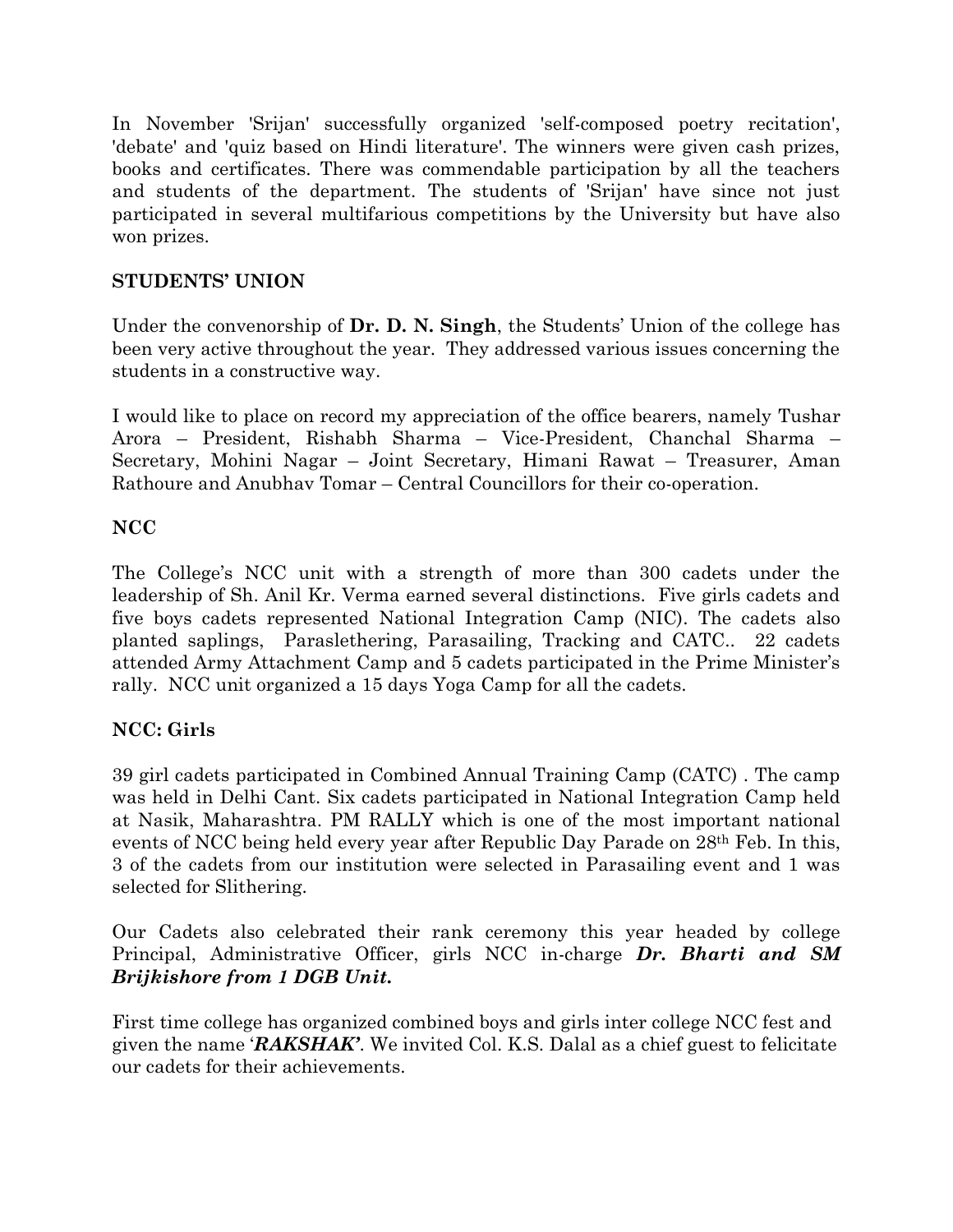In November 'Srijan' successfully organized 'self-composed poetry recitation', 'debate' and 'quiz based on Hindi literature'. The winners were given cash prizes, books and certificates. There was commendable participation by all the teachers and students of the department. The students of 'Srijan' have since not just participated in several multifarious competitions by the University but have also won prizes.

## STUDENTS' UNION

Under the convenorship of **Dr. D. N. Singh**, the Students' Union of the college has been very active throughout the year. They addressed various issues concerning the students in a constructive way.

I would like to place on record my appreciation of the office bearers, namely Tushar Arora – President, Rishabh Sharma – Vice-President, Chanchal Sharma – Secretary, Mohini Nagar – Joint Secretary, Himani Rawat – Treasurer, Aman Rathoure and Anubhav Tomar – Central Councillors for their co-operation.

## NCC

The College's NCC unit with a strength of more than 300 cadets under the leadership of Sh. Anil Kr. Verma earned several distinctions. Five girls cadets and five boys cadets represented National Integration Camp (NIC). The cadets also planted saplings, Paraslethering, Parasailing, Tracking and CATC.. 22 cadets attended Army Attachment Camp and 5 cadets participated in the Prime Minister's rally. NCC unit organized a 15 days Yoga Camp for all the cadets.

## NCC: Girls

39 girl cadets participated in Combined Annual Training Camp (CATC) . The camp was held in Delhi Cant. Six cadets participated in National Integration Camp held at Nasik, Maharashtra. PM RALLY which is one of the most important national events of NCC being held every year after Republic Day Parade on 28th Feb. In this, 3 of the cadets from our institution were selected in Parasailing event and 1 was selected for Slithering.

Our Cadets also celebrated their rank ceremony this year headed by college Principal, Administrative Officer, girls NCC in-charge ***Dr. Bharti and SM Brijkishore from 1 DGB Unit.***

First time college has organized combined boys and girls inter college NCC fest and given the name '***RAKSHAK***'. We invited Col. K.S. Dalal as a chief guest to felicitate our cadets for their achievements.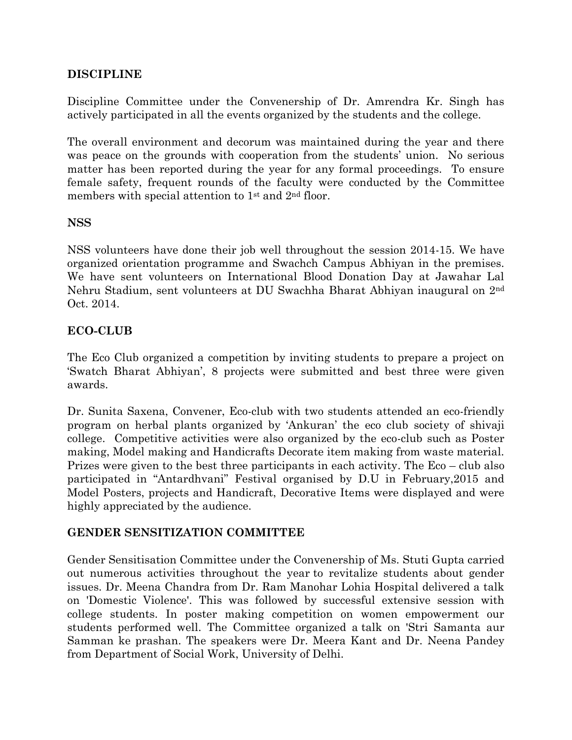## DISCIPLINE

Discipline Committee under the Convenership of Dr. Amrendra Kr. Singh has actively participated in all the events organized by the students and the college.

The overall environment and decorum was maintained during the year and there was peace on the grounds with cooperation from the students' union. No serious matter has been reported during the year for any formal proceedings. To ensure female safety, frequent rounds of the faculty were conducted by the Committee members with special attention to 1st and 2nd floor.

## NSS

NSS volunteers have done their job well throughout the session 2014-15. We have organized orientation programme and Swachch Campus Abhiyan in the premises. We have sent volunteers on International Blood Donation Day at Jawahar Lal Nehru Stadium, sent volunteers at DU Swachha Bharat Abhiyan inaugural on 2nd Oct. 2014.

## ECO-CLUB

The Eco Club organized a competition by inviting students to prepare a project on 'Swatch Bharat Abhiyan', 8 projects were submitted and best three were given awards.

Dr. Sunita Saxena, Convener, Eco-club with two students attended an eco-friendly program on herbal plants organized by 'Ankuran' the eco club society of shivaji college. Competitive activities were also organized by the eco-club such as Poster making, Model making and Handicrafts Decorate item making from waste material. Prizes were given to the best three participants in each activity. The Eco – club also participated in "Antardhvani" Festival organised by D.U in February,2015 and Model Posters, projects and Handicraft, Decorative Items were displayed and were highly appreciated by the audience.

## GENDER SENSITIZATION COMMITTEE

Gender Sensitisation Committee under the Convenership of Ms. Stuti Gupta carried out numerous activities throughout the year to revitalize students about gender issues. Dr. Meena Chandra from Dr. Ram Manohar Lohia Hospital delivered a talk on 'Domestic Violence'. This was followed by successful extensive session with college students. In poster making competition on women empowerment our students performed well. The Committee organized a talk on 'Stri Samanta aur Samman ke prashan. The speakers were Dr. Meera Kant and Dr. Neena Pandey from Department of Social Work, University of Delhi.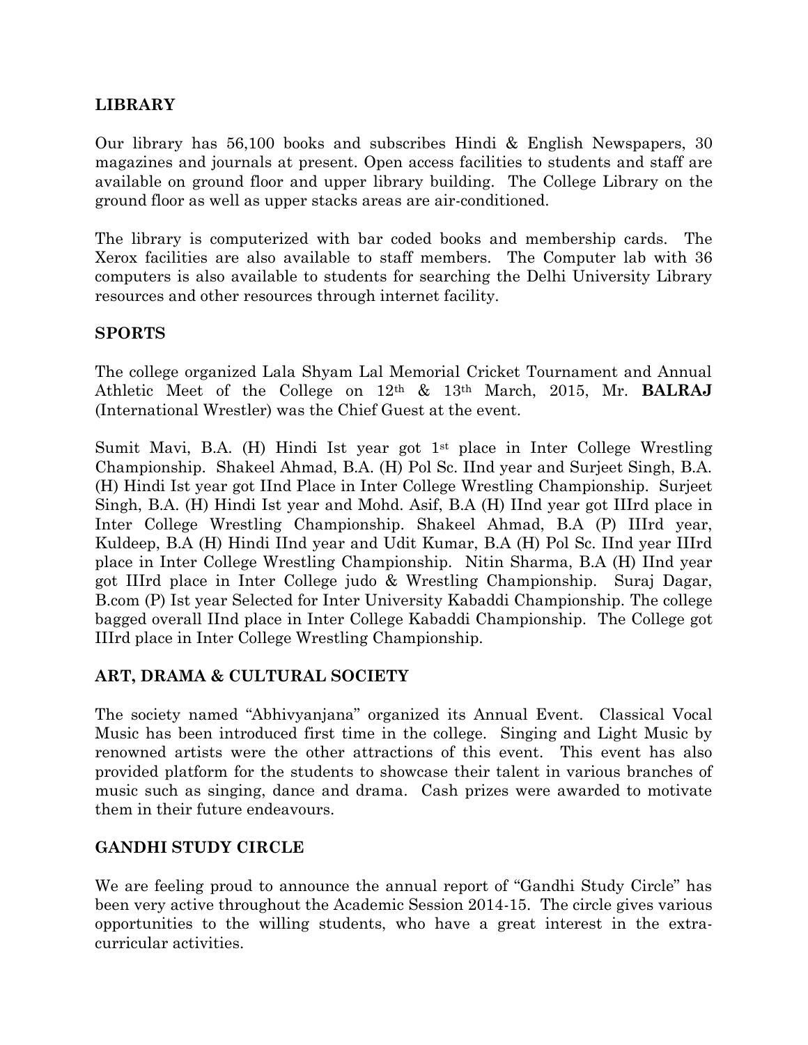## LIBRARY

Our library has 56,100 books and subscribes Hindi & English Newspapers, 30 magazines and journals at present. Open access facilities to students and staff are available on ground floor and upper library building. The College Library on the ground floor as well as upper stacks areas are air-conditioned.

The library is computerized with bar coded books and membership cards. The Xerox facilities are also available to staff members. The Computer lab with 36 computers is also available to students for searching the Delhi University Library resources and other resources through internet facility.

## SPORTS

The college organized Lala Shyam Lal Memorial Cricket Tournament and Annual Athletic Meet of the College on 12th & 13th March, 2015, Mr. **BALRAJ** (International Wrestler) was the Chief Guest at the event.

Sumit Mavi, B.A. (H) Hindi Ist year got 1st place in Inter College Wrestling Championship. Shakeel Ahmad, B.A. (H) Pol Sc. IInd year and Surjeet Singh, B.A. (H) Hindi Ist year got IInd Place in Inter College Wrestling Championship. Surjeet Singh, B.A. (H) Hindi Ist year and Mohd. Asif, B.A (H) IInd year got IIIrd place in Inter College Wrestling Championship. Shakeel Ahmad, B.A (P) IIIrd year, Kuldeep, B.A (H) Hindi IInd year and Udit Kumar, B.A (H) Pol Sc. IInd year IIIrd place in Inter College Wrestling Championship. Nitin Sharma, B.A (H) IInd year got IIIrd place in Inter College judo & Wrestling Championship. Suraj Dagar, B.com (P) Ist year Selected for Inter University Kabaddi Championship. The college bagged overall IInd place in Inter College Kabaddi Championship. The College got IIIrd place in Inter College Wrestling Championship.

## ART, DRAMA & CULTURAL SOCIETY

The society named "Abhivyanjana" organized its Annual Event. Classical Vocal Music has been introduced first time in the college. Singing and Light Music by renowned artists were the other attractions of this event. This event has also provided platform for the students to showcase their talent in various branches of music such as singing, dance and drama. Cash prizes were awarded to motivate them in their future endeavours.

## GANDHI STUDY CIRCLE

We are feeling proud to announce the annual report of "Gandhi Study Circle" has been very active throughout the Academic Session 2014-15. The circle gives various opportunities to the willing students, who have a great interest in the extra-curricular activities.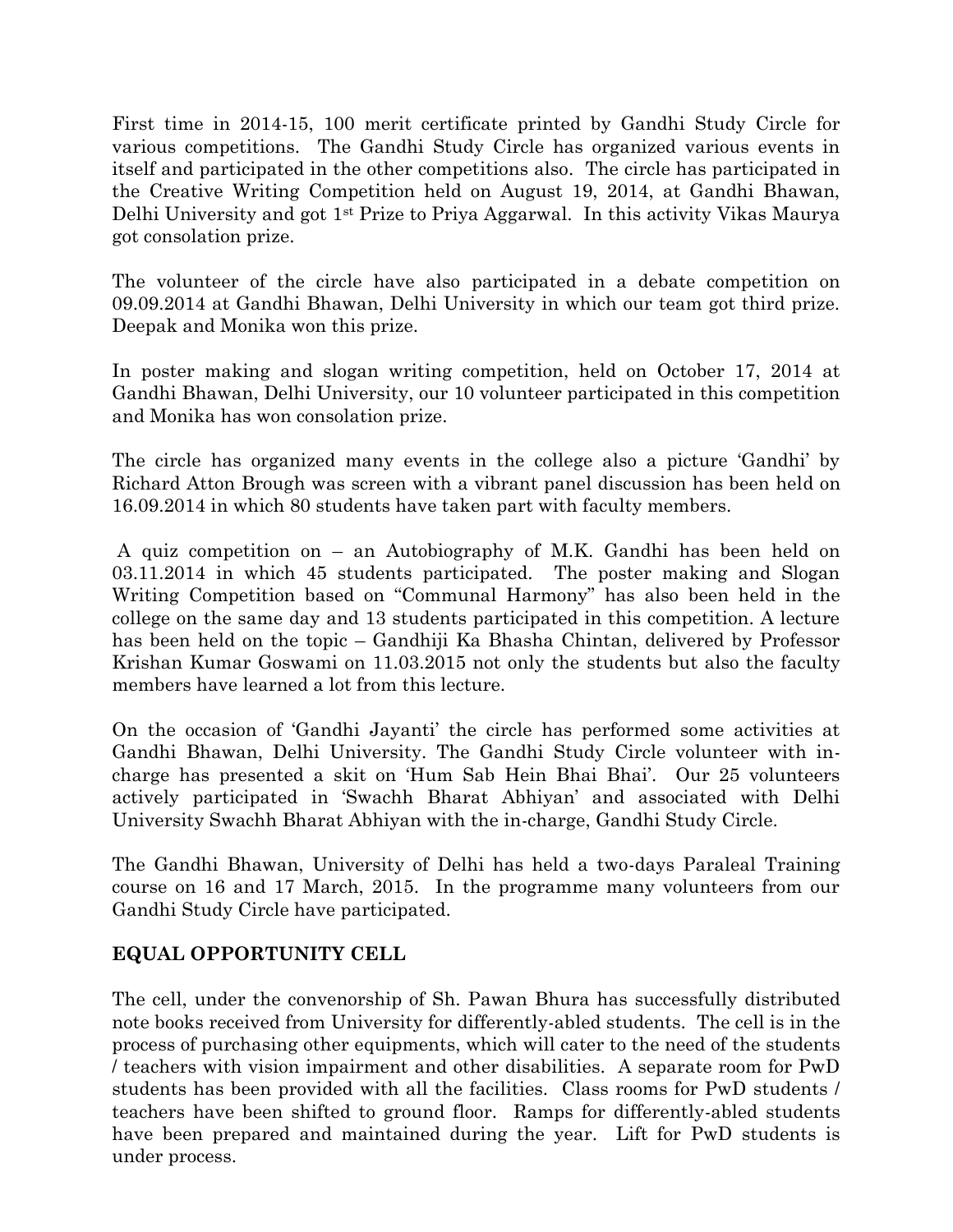First time in 2014-15, 100 merit certificate printed by Gandhi Study Circle for various competitions. The Gandhi Study Circle has organized various events in itself and participated in the other competitions also. The circle has participated in the Creative Writing Competition held on August 19, 2014, at Gandhi Bhawan, Delhi University and got 1st Prize to Priya Aggarwal. In this activity Vikas Maurya got consolation prize.

The volunteer of the circle have also participated in a debate competition on 09.09.2014 at Gandhi Bhawan, Delhi University in which our team got third prize. Deepak and Monika won this prize.

In poster making and slogan writing competition, held on October 17, 2014 at Gandhi Bhawan, Delhi University, our 10 volunteer participated in this competition and Monika has won consolation prize.

The circle has organized many events in the college also a picture 'Gandhi' by Richard Atton Brough was screen with a vibrant panel discussion has been held on 16.09.2014 in which 80 students have taken part with faculty members.

A quiz competition on – an Autobiography of M.K. Gandhi has been held on 03.11.2014 in which 45 students participated. The poster making and Slogan Writing Competition based on "Communal Harmony" has also been held in the college on the same day and 13 students participated in this competition. A lecture has been held on the topic – Gandhiji Ka Bhasha Chintan, delivered by Professor Krishan Kumar Goswami on 11.03.2015 not only the students but also the faculty members have learned a lot from this lecture.

On the occasion of 'Gandhi Jayanti' the circle has performed some activities at Gandhi Bhawan, Delhi University. The Gandhi Study Circle volunteer with in-charge has presented a skit on 'Hum Sab Hein Bhai Bhai'. Our 25 volunteers actively participated in 'Swachh Bharat Abhiyan' and associated with Delhi University Swachh Bharat Abhiyan with the in-charge, Gandhi Study Circle.

The Gandhi Bhawan, University of Delhi has held a two-days Paraleal Training course on 16 and 17 March, 2015. In the programme many volunteers from our Gandhi Study Circle have participated.

## EQUAL OPPORTUNITY CELL

The cell, under the convenorship of Sh. Pawan Bhura has successfully distributed note books received from University for differently-abled students. The cell is in the process of purchasing other equipments, which will cater to the need of the students / teachers with vision impairment and other disabilities. A separate room for PwD students has been provided with all the facilities. Class rooms for PwD students / teachers have been shifted to ground floor. Ramps for differently-abled students have been prepared and maintained during the year. Lift for PwD students is under process.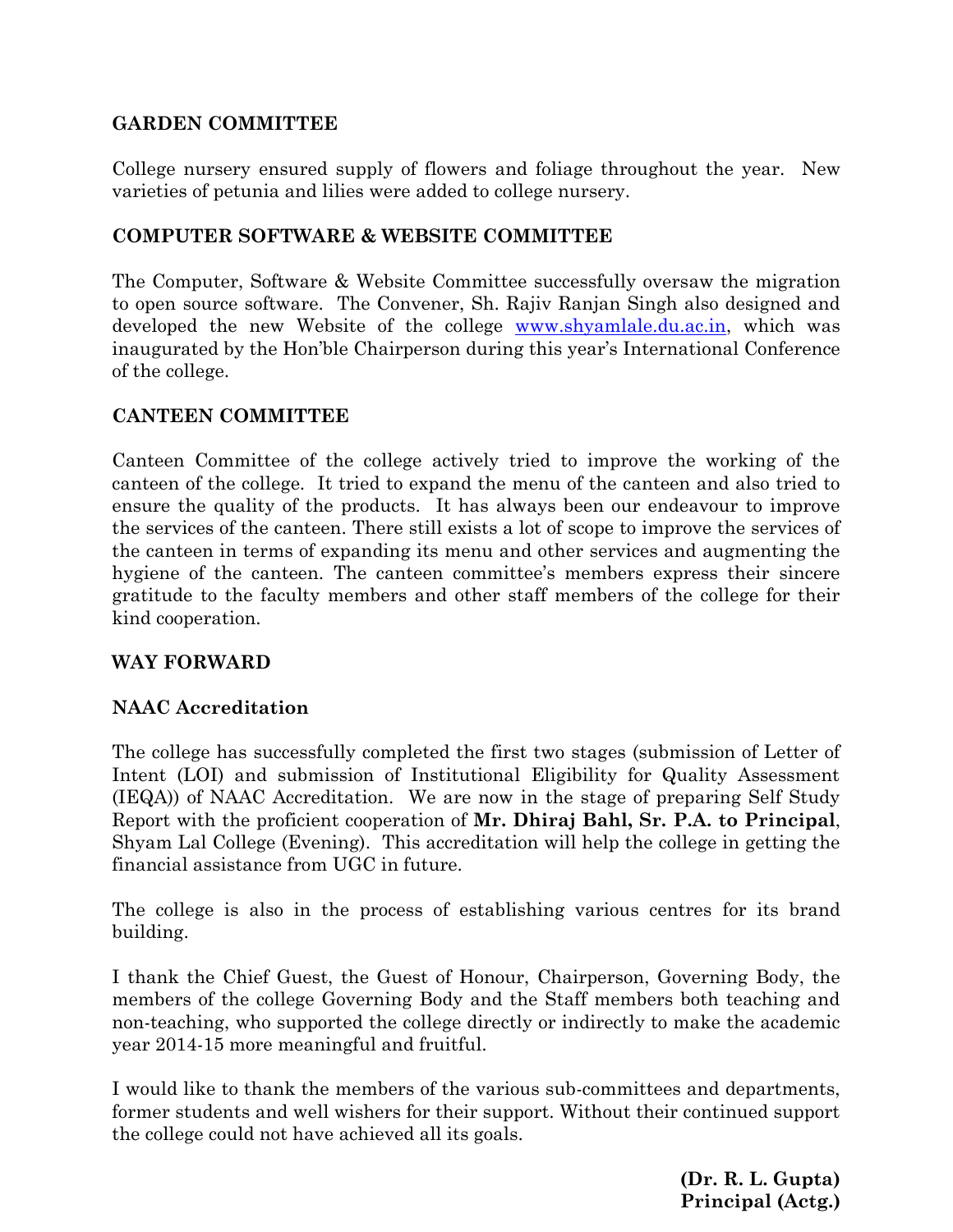## GARDEN COMMITTEE

College nursery ensured supply of flowers and foliage throughout the year. New varieties of petunia and lilies were added to college nursery.

## COMPUTER SOFTWARE & WEBSITE COMMITTEE

The Computer, Software & Website Committee successfully oversaw the migration to open source software. The Convener, Sh. Rajiv Ranjan Singh also designed and developed the new Website of the college www.shyamlale.du.ac.in, which was inaugurated by the Hon'ble Chairperson during this year's International Conference of the college.

## CANTEEN COMMITTEE

Canteen Committee of the college actively tried to improve the working of the canteen of the college. It tried to expand the menu of the canteen and also tried to ensure the quality of the products. It has always been our endeavour to improve the services of the canteen. There still exists a lot of scope to improve the services of the canteen in terms of expanding its menu and other services and augmenting the hygiene of the canteen. The canteen committee's members express their sincere gratitude to the faculty members and other staff members of the college for their kind cooperation.

## WAY FORWARD

### NAAC Accreditation

The college has successfully completed the first two stages (submission of Letter of Intent (LOI) and submission of Institutional Eligibility for Quality Assessment (IEQA)) of NAAC Accreditation. We are now in the stage of preparing Self Study Report with the proficient cooperation of **Mr. Dhiraj Bahl, Sr. P.A. to Principal**, Shyam Lal College (Evening). This accreditation will help the college in getting the financial assistance from UGC in future.

The college is also in the process of establishing various centres for its brand building.

I thank the Chief Guest, the Guest of Honour, Chairperson, Governing Body, the members of the college Governing Body and the Staff members both teaching and non-teaching, who supported the college directly or indirectly to make the academic year 2014-15 more meaningful and fruitful.

I would like to thank the members of the various sub-committees and departments, former students and well wishers for their support. Without their continued support the college could not have achieved all its goals.

**(Dr. R. L. Gupta)**
**Principal (Actg.)**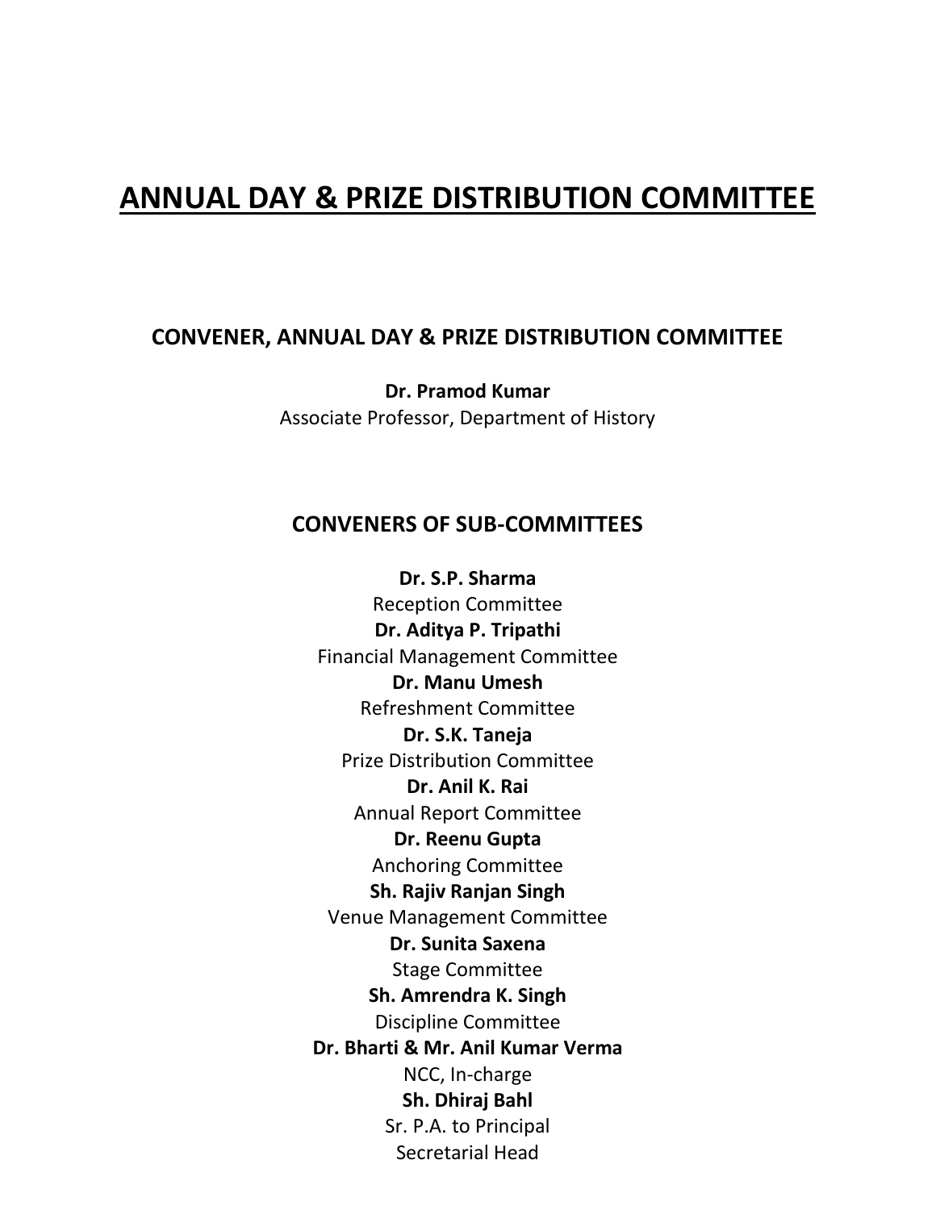# ANNUAL DAY & PRIZE DISTRIBUTION COMMITTEE

## CONVENER, ANNUAL DAY & PRIZE DISTRIBUTION COMMITTEE

**Dr. Pramod Kumar**
Associate Professor, Department of History

## CONVENERS OF SUB-COMMITTEES

**Dr. S.P. Sharma**
Reception Committee

**Dr. Aditya P. Tripathi**
Financial Management Committee

**Dr. Manu Umesh**
Refreshment Committee

**Dr. S.K. Taneja**
Prize Distribution Committee

**Dr. Anil K. Rai**
Annual Report Committee

**Dr. Reenu Gupta**
Anchoring Committee

**Sh. Rajiv Ranjan Singh**
Venue Management Committee

**Dr. Sunita Saxena**
Stage Committee

**Sh. Amrendra K. Singh**
Discipline Committee

**Dr. Bharti & Mr. Anil Kumar Verma**
NCC, In-charge

**Sh. Dhiraj Bahl**
Sr. P.A. to Principal
Secretarial Head